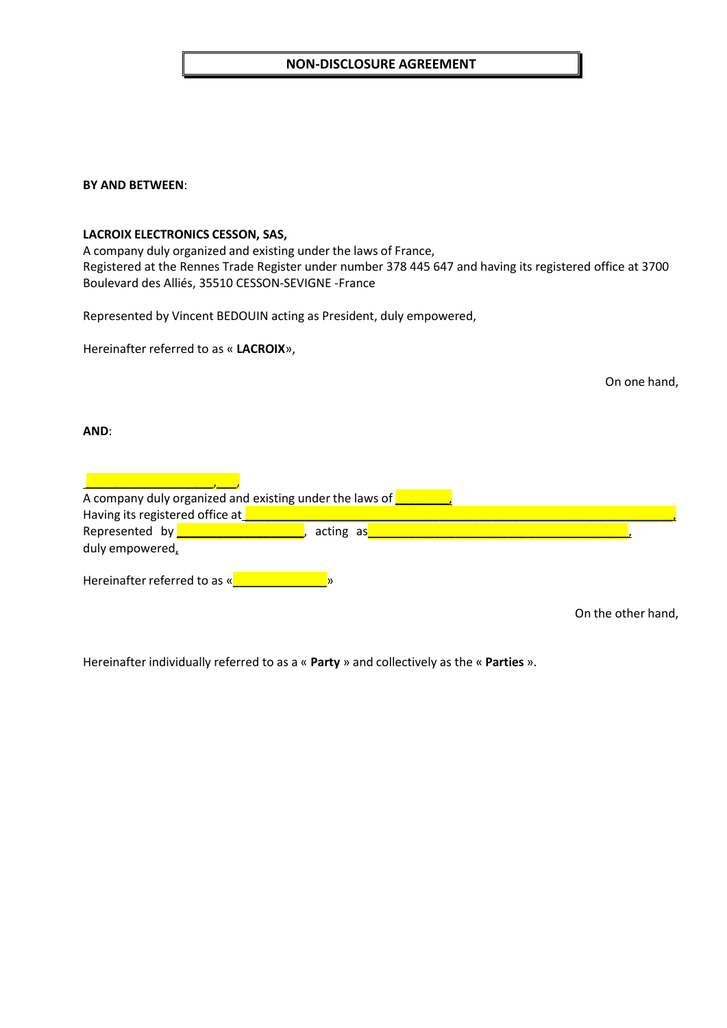# NON-DISCLOSURE AGREEMENT

**BY AND BETWEEN**:

**LACROIX ELECTRONICS CESSON, SAS,**
A company duly organized and existing under the laws of France,
Registered at the Rennes Trade Register under number 378 445 647 and having its registered office at 3700 Boulevard des Alliés, 35510 CESSON-SEVIGNE -France

Represented by Vincent BEDOUIN acting as President, duly empowered,

Hereinafter referred to as « **LACROIX**»,

On one hand,

**AND**:

____________________,___,
A company duly organized and existing under the laws of ________,
Having its registered office at ______________________________________________________________,
Represented by ____________________, acting as________________________________________,
duly empowered,

Hereinafter referred to as «______________»

On the other hand,

Hereinafter individually referred to as a « **Party** » and collectively as the « **Parties** ».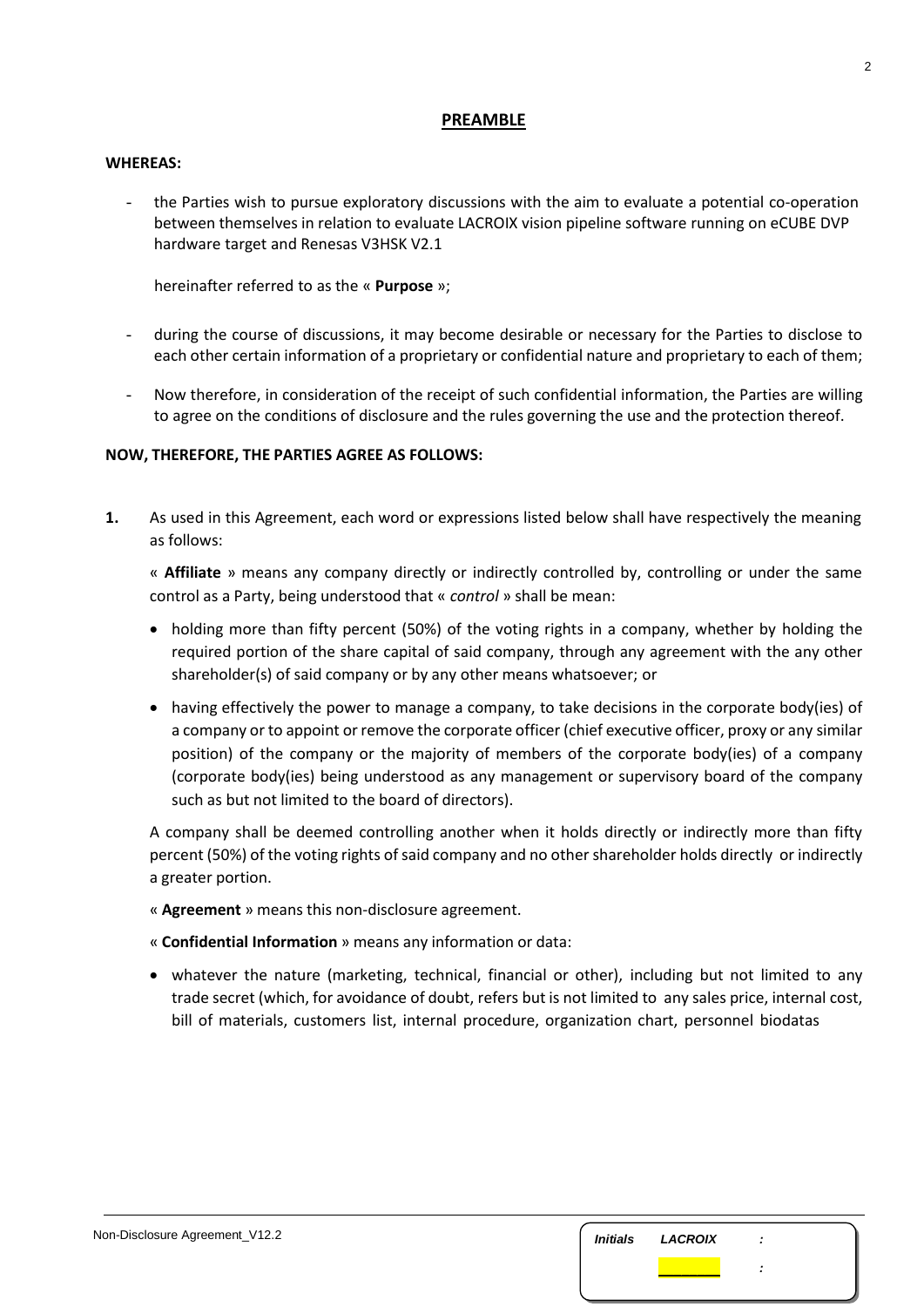## PREAMBLE

**WHEREAS:**

- the Parties wish to pursue exploratory discussions with the aim to evaluate a potential co-operation between themselves in relation to evaluate LACROIX vision pipeline software running on eCUBE DVP hardware target and Renesas V3HSK V2.1

  hereinafter referred to as the « **Purpose** »;

- during the course of discussions, it may become desirable or necessary for the Parties to disclose to each other certain information of a proprietary or confidential nature and proprietary to each of them;

- Now therefore, in consideration of the receipt of such confidential information, the Parties are willing to agree on the conditions of disclosure and the rules governing the use and the protection thereof.

**NOW, THEREFORE, THE PARTIES AGREE AS FOLLOWS:**

**1.** As used in this Agreement, each word or expressions listed below shall have respectively the meaning as follows:

« **Affiliate** » means any company directly or indirectly controlled by, controlling or under the same control as a Party, being understood that « *control* » shall be mean:

- holding more than fifty percent (50%) of the voting rights in a company, whether by holding the required portion of the share capital of said company, through any agreement with the any other shareholder(s) of said company or by any other means whatsoever; or
- having effectively the power to manage a company, to take decisions in the corporate body(ies) of a company or to appoint or remove the corporate officer (chief executive officer, proxy or any similar position) of the company or the majority of members of the corporate body(ies) of a company (corporate body(ies) being understood as any management or supervisory board of the company such as but not limited to the board of directors).

A company shall be deemed controlling another when it holds directly or indirectly more than fifty percent (50%) of the voting rights of said company and no other shareholder holds directly or indirectly a greater portion.

« **Agreement** » means this non-disclosure agreement.

« **Confidential Information** » means any information or data:

- whatever the nature (marketing, technical, financial or other), including but not limited to any trade secret (which, for avoidance of doubt, refers but is not limited to any sales price, internal cost, bill of materials, customers list, internal procedure, organization chart, personnel biodatas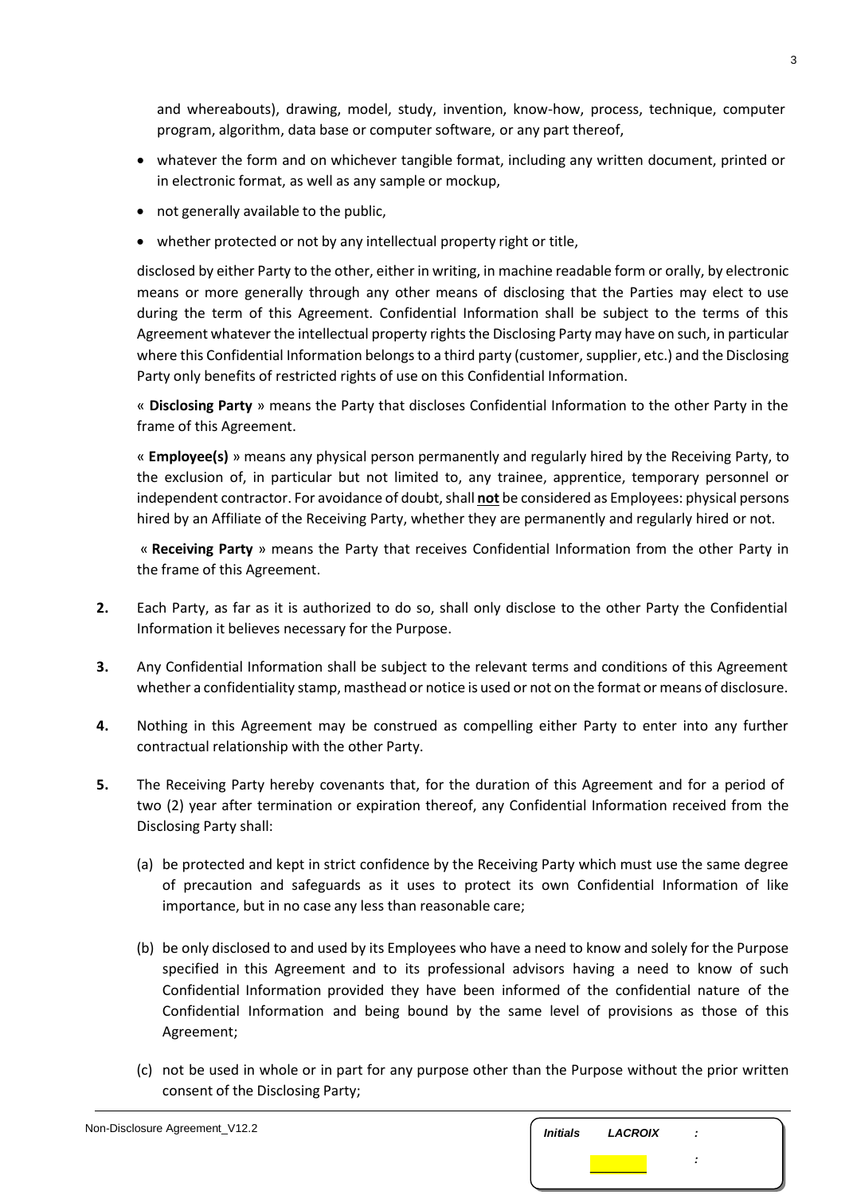and whereabouts), drawing, model, study, invention, know-how, process, technique, computer program, algorithm, data base or computer software, or any part thereof,

- whatever the form and on whichever tangible format, including any written document, printed or in electronic format, as well as any sample or mockup,
- not generally available to the public,
- whether protected or not by any intellectual property right or title,

disclosed by either Party to the other, either in writing, in machine readable form or orally, by electronic means or more generally through any other means of disclosing that the Parties may elect to use during the term of this Agreement. Confidential Information shall be subject to the terms of this Agreement whatever the intellectual property rights the Disclosing Party may have on such, in particular where this Confidential Information belongs to a third party (customer, supplier, etc.) and the Disclosing Party only benefits of restricted rights of use on this Confidential Information.

« **Disclosing Party** » means the Party that discloses Confidential Information to the other Party in the frame of this Agreement.

« **Employee(s)** » means any physical person permanently and regularly hired by the Receiving Party, to the exclusion of, in particular but not limited to, any trainee, apprentice, temporary personnel or independent contractor. For avoidance of doubt, shall **not** be considered as Employees: physical persons hired by an Affiliate of the Receiving Party, whether they are permanently and regularly hired or not.

« **Receiving Party** » means the Party that receives Confidential Information from the other Party in the frame of this Agreement.

**2.** Each Party, as far as it is authorized to do so, shall only disclose to the other Party the Confidential Information it believes necessary for the Purpose.

**3.** Any Confidential Information shall be subject to the relevant terms and conditions of this Agreement whether a confidentiality stamp, masthead or notice is used or not on the format or means of disclosure.

**4.** Nothing in this Agreement may be construed as compelling either Party to enter into any further contractual relationship with the other Party.

**5.** The Receiving Party hereby covenants that, for the duration of this Agreement and for a period of two (2) year after termination or expiration thereof, any Confidential Information received from the Disclosing Party shall:

(a) be protected and kept in strict confidence by the Receiving Party which must use the same degree of precaution and safeguards as it uses to protect its own Confidential Information of like importance, but in no case any less than reasonable care;

(b) be only disclosed to and used by its Employees who have a need to know and solely for the Purpose specified in this Agreement and to its professional advisors having a need to know of such Confidential Information provided they have been informed of the confidential nature of the Confidential Information and being bound by the same level of provisions as those of this Agreement;

(c) not be used in whole or in part for any purpose other than the Purpose without the prior written consent of the Disclosing Party;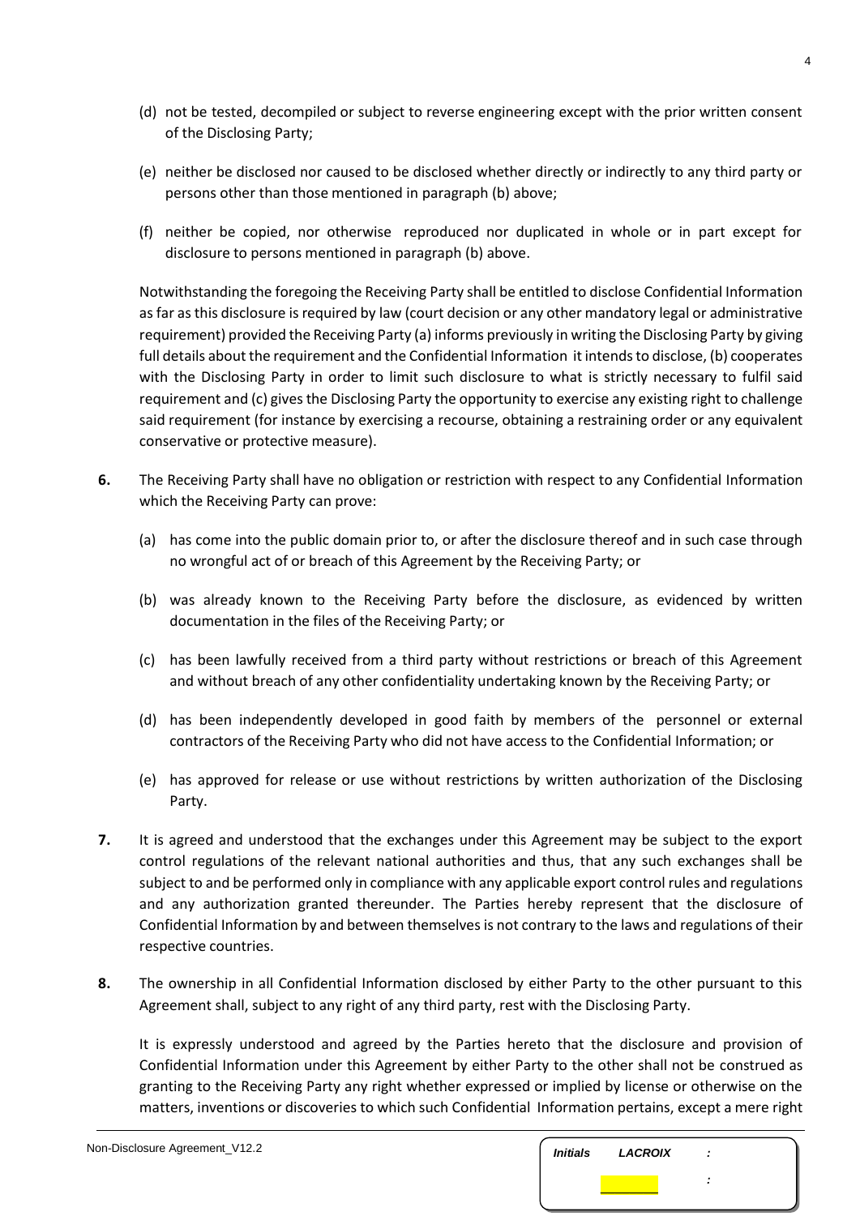(d) not be tested, decompiled or subject to reverse engineering except with the prior written consent of the Disclosing Party;

(e) neither be disclosed nor caused to be disclosed whether directly or indirectly to any third party or persons other than those mentioned in paragraph (b) above;

(f) neither be copied, nor otherwise reproduced nor duplicated in whole or in part except for disclosure to persons mentioned in paragraph (b) above.

Notwithstanding the foregoing the Receiving Party shall be entitled to disclose Confidential Information as far as this disclosure is required by law (court decision or any other mandatory legal or administrative requirement) provided the Receiving Party (a) informs previously in writing the Disclosing Party by giving full details about the requirement and the Confidential Information it intends to disclose, (b) cooperates with the Disclosing Party in order to limit such disclosure to what is strictly necessary to fulfil said requirement and (c) gives the Disclosing Party the opportunity to exercise any existing right to challenge said requirement (for instance by exercising a recourse, obtaining a restraining order or any equivalent conservative or protective measure).

**6.** The Receiving Party shall have no obligation or restriction with respect to any Confidential Information which the Receiving Party can prove:

(a) has come into the public domain prior to, or after the disclosure thereof and in such case through no wrongful act of or breach of this Agreement by the Receiving Party; or

(b) was already known to the Receiving Party before the disclosure, as evidenced by written documentation in the files of the Receiving Party; or

(c) has been lawfully received from a third party without restrictions or breach of this Agreement and without breach of any other confidentiality undertaking known by the Receiving Party; or

(d) has been independently developed in good faith by members of the personnel or external contractors of the Receiving Party who did not have access to the Confidential Information; or

(e) has approved for release or use without restrictions by written authorization of the Disclosing Party.

**7.** It is agreed and understood that the exchanges under this Agreement may be subject to the export control regulations of the relevant national authorities and thus, that any such exchanges shall be subject to and be performed only in compliance with any applicable export control rules and regulations and any authorization granted thereunder. The Parties hereby represent that the disclosure of Confidential Information by and between themselves is not contrary to the laws and regulations of their respective countries.

**8.** The ownership in all Confidential Information disclosed by either Party to the other pursuant to this Agreement shall, subject to any right of any third party, rest with the Disclosing Party.

It is expressly understood and agreed by the Parties hereto that the disclosure and provision of Confidential Information under this Agreement by either Party to the other shall not be construed as granting to the Receiving Party any right whether expressed or implied by license or otherwise on the matters, inventions or discoveries to which such Confidential Information pertains, except a mere right

Non-Disclosure Agreement_V12.2

| *Initials* | *LACROIX* | *:* |
|---|---|---|
| | | *:* |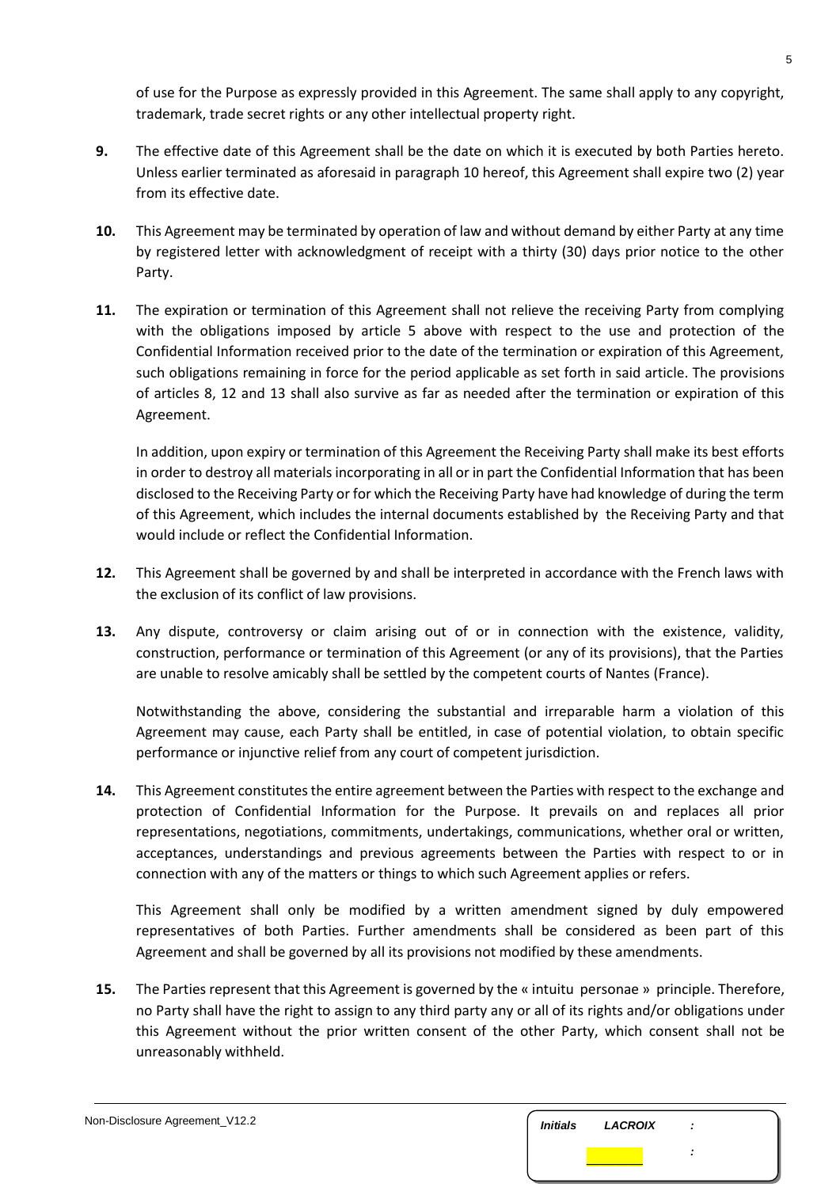of use for the Purpose as expressly provided in this Agreement. The same shall apply to any copyright, trademark, trade secret rights or any other intellectual property right.

**9.** The effective date of this Agreement shall be the date on which it is executed by both Parties hereto. Unless earlier terminated as aforesaid in paragraph 10 hereof, this Agreement shall expire two (2) year from its effective date.

**10.** This Agreement may be terminated by operation of law and without demand by either Party at any time by registered letter with acknowledgment of receipt with a thirty (30) days prior notice to the other Party.

**11.** The expiration or termination of this Agreement shall not relieve the receiving Party from complying with the obligations imposed by article 5 above with respect to the use and protection of the Confidential Information received prior to the date of the termination or expiration of this Agreement, such obligations remaining in force for the period applicable as set forth in said article. The provisions of articles 8, 12 and 13 shall also survive as far as needed after the termination or expiration of this Agreement.

In addition, upon expiry or termination of this Agreement the Receiving Party shall make its best efforts in order to destroy all materials incorporating in all or in part the Confidential Information that has been disclosed to the Receiving Party or for which the Receiving Party have had knowledge of during the term of this Agreement, which includes the internal documents established by the Receiving Party and that would include or reflect the Confidential Information.

**12.** This Agreement shall be governed by and shall be interpreted in accordance with the French laws with the exclusion of its conflict of law provisions.

**13.** Any dispute, controversy or claim arising out of or in connection with the existence, validity, construction, performance or termination of this Agreement (or any of its provisions), that the Parties are unable to resolve amicably shall be settled by the competent courts of Nantes (France).

Notwithstanding the above, considering the substantial and irreparable harm a violation of this Agreement may cause, each Party shall be entitled, in case of potential violation, to obtain specific performance or injunctive relief from any court of competent jurisdiction.

**14.** This Agreement constitutes the entire agreement between the Parties with respect to the exchange and protection of Confidential Information for the Purpose. It prevails on and replaces all prior representations, negotiations, commitments, undertakings, communications, whether oral or written, acceptances, understandings and previous agreements between the Parties with respect to or in connection with any of the matters or things to which such Agreement applies or refers.

This Agreement shall only be modified by a written amendment signed by duly empowered representatives of both Parties. Further amendments shall be considered as been part of this Agreement and shall be governed by all its provisions not modified by these amendments.

**15.** The Parties represent that this Agreement is governed by the « intuitu personae » principle. Therefore, no Party shall have the right to assign to any third party any or all of its rights and/or obligations under this Agreement without the prior written consent of the other Party, which consent shall not be unreasonably withheld.

Non-Disclosure Agreement_V12.2

| *Initials* | ***LACROIX*** | *:* |
| --- | --- | --- |
| | | *:* |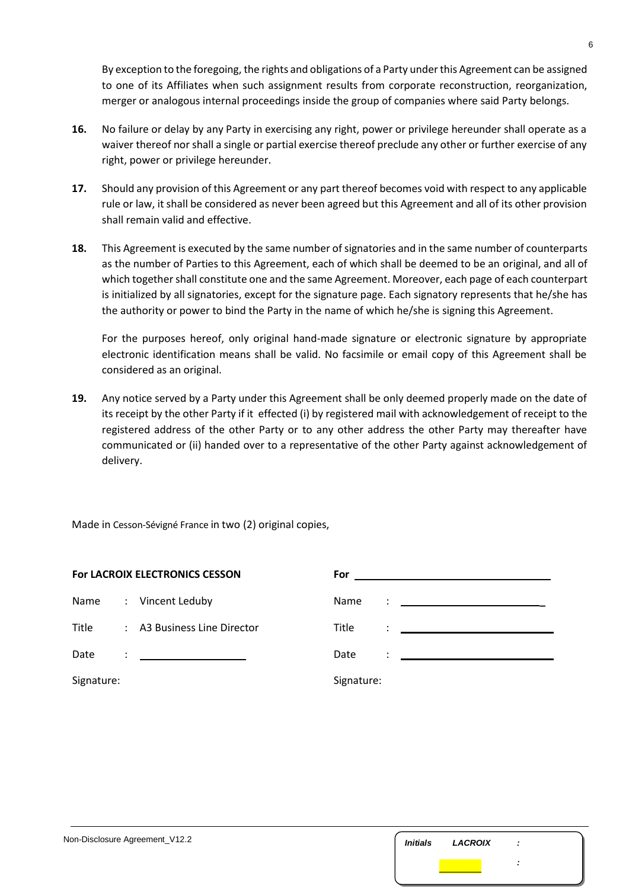By exception to the foregoing, the rights and obligations of a Party under this Agreement can be assigned to one of its Affiliates when such assignment results from corporate reconstruction, reorganization, merger or analogous internal proceedings inside the group of companies where said Party belongs.

**16.** No failure or delay by any Party in exercising any right, power or privilege hereunder shall operate as a waiver thereof nor shall a single or partial exercise thereof preclude any other or further exercise of any right, power or privilege hereunder.

**17.** Should any provision of this Agreement or any part thereof becomes void with respect to any applicable rule or law, it shall be considered as never been agreed but this Agreement and all of its other provision shall remain valid and effective.

**18.** This Agreement is executed by the same number of signatories and in the same number of counterparts as the number of Parties to this Agreement, each of which shall be deemed to be an original, and all of which together shall constitute one and the same Agreement. Moreover, each page of each counterpart is initialized by all signatories, except for the signature page. Each signatory represents that he/she has the authority or power to bind the Party in the name of which he/she is signing this Agreement.

For the purposes hereof, only original hand-made signature or electronic signature by appropriate electronic identification means shall be valid. No facsimile or email copy of this Agreement shall be considered as an original.

**19.** Any notice served by a Party under this Agreement shall be only deemed properly made on the date of its receipt by the other Party if it effected (i) by registered mail with acknowledgement of receipt to the registered address of the other Party or to any other address the other Party may thereafter have communicated or (ii) handed over to a representative of the other Party against acknowledgement of delivery.

Made in Cesson-Sévigné France in two (2) original copies,

| **For LACROIX ELECTRONICS CESSON** | **For** ______________________ |
|---|---|
| Name : Vincent Leduby | Name : ______________________ |
| Title : A3 Business Line Director | Title : ______________________ |
| Date : ______________________ | Date : ______________________ |
| Signature: | Signature: |

Non-Disclosure Agreement_V12.2

| | | |
|---|---|---|
| *Initials* | *LACROIX* | *:* |
| | | *:* |